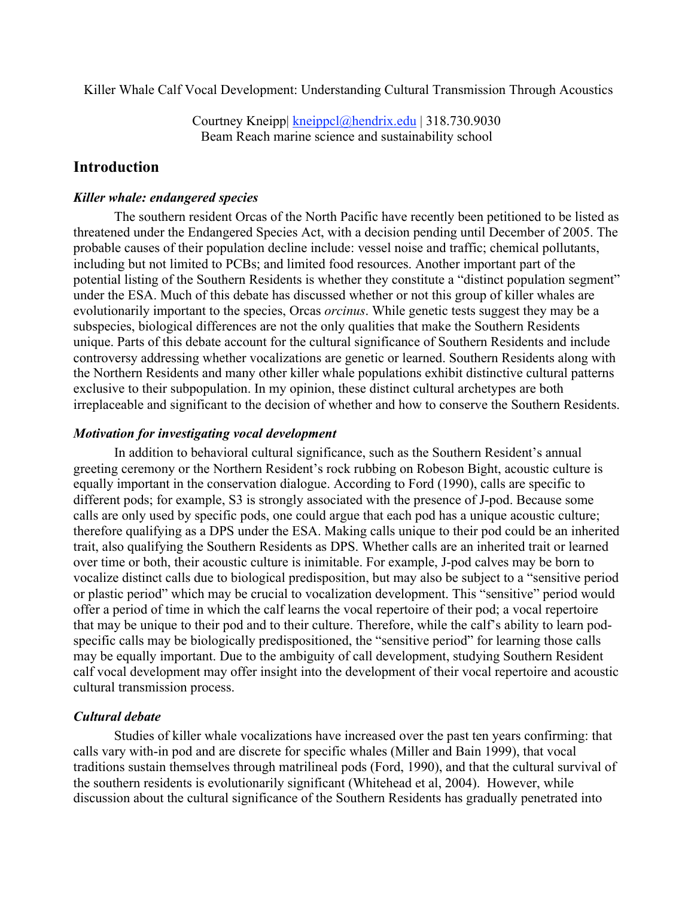Killer Whale Calf Vocal Development: Understanding Cultural Transmission Through Acoustics

Courtney Kneipp| kneippcl@hendrix.edu | 318.730.9030
Beam Reach marine science and sustainability school

## Introduction

### *Killer whale: endangered species*

The southern resident Orcas of the North Pacific have recently been petitioned to be listed as threatened under the Endangered Species Act, with a decision pending until December of 2005. The probable causes of their population decline include: vessel noise and traffic; chemical pollutants, including but not limited to PCBs; and limited food resources. Another important part of the potential listing of the Southern Residents is whether they constitute a "distinct population segment" under the ESA. Much of this debate has discussed whether or not this group of killer whales are evolutionarily important to the species, Orcas *orcinus*. While genetic tests suggest they may be a subspecies, biological differences are not the only qualities that make the Southern Residents unique. Parts of this debate account for the cultural significance of Southern Residents and include controversy addressing whether vocalizations are genetic or learned. Southern Residents along with the Northern Residents and many other killer whale populations exhibit distinctive cultural patterns exclusive to their subpopulation. In my opinion, these distinct cultural archetypes are both irreplaceable and significant to the decision of whether and how to conserve the Southern Residents.

### *Motivation for investigating vocal development*

In addition to behavioral cultural significance, such as the Southern Resident's annual greeting ceremony or the Northern Resident's rock rubbing on Robeson Bight, acoustic culture is equally important in the conservation dialogue. According to Ford (1990), calls are specific to different pods; for example, S3 is strongly associated with the presence of J-pod. Because some calls are only used by specific pods, one could argue that each pod has a unique acoustic culture; therefore qualifying as a DPS under the ESA. Making calls unique to their pod could be an inherited trait, also qualifying the Southern Residents as DPS. Whether calls are an inherited trait or learned over time or both, their acoustic culture is inimitable. For example, J-pod calves may be born to vocalize distinct calls due to biological predisposition, but may also be subject to a "sensitive period or plastic period" which may be crucial to vocalization development. This "sensitive" period would offer a period of time in which the calf learns the vocal repertoire of their pod; a vocal repertoire that may be unique to their pod and to their culture. Therefore, while the calf's ability to learn pod-specific calls may be biologically predispositioned, the "sensitive period" for learning those calls may be equally important. Due to the ambiguity of call development, studying Southern Resident calf vocal development may offer insight into the development of their vocal repertoire and acoustic cultural transmission process.

### *Cultural debate*

Studies of killer whale vocalizations have increased over the past ten years confirming: that calls vary with-in pod and are discrete for specific whales (Miller and Bain 1999), that vocal traditions sustain themselves through matrilineal pods (Ford, 1990), and that the cultural survival of the southern residents is evolutionarily significant (Whitehead et al, 2004). However, while discussion about the cultural significance of the Southern Residents has gradually penetrated into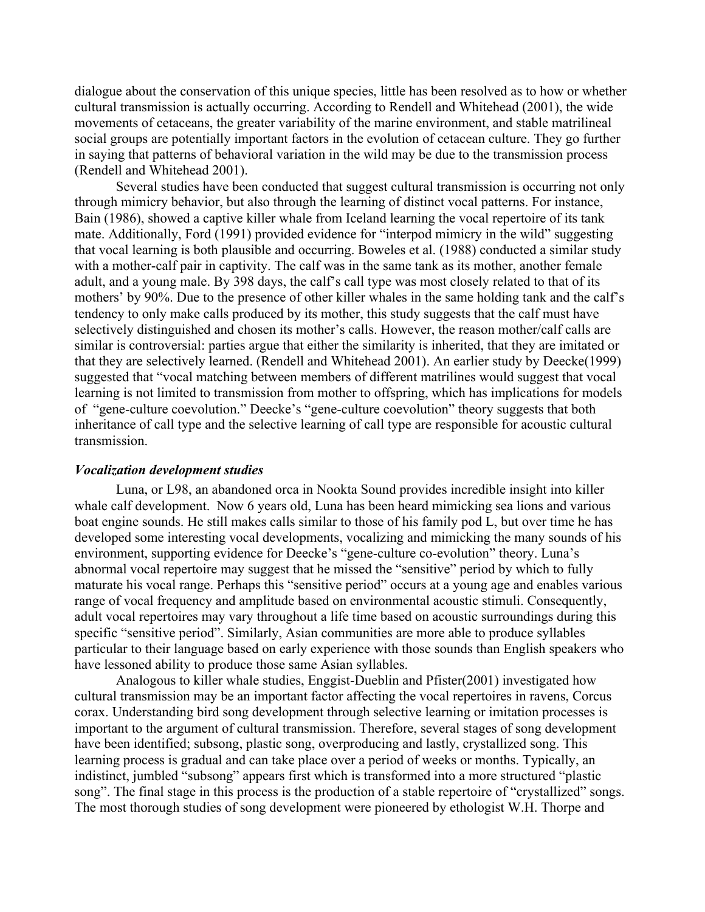dialogue about the conservation of this unique species, little has been resolved as to how or whether cultural transmission is actually occurring. According to Rendell and Whitehead (2001), the wide movements of cetaceans, the greater variability of the marine environment, and stable matrilineal social groups are potentially important factors in the evolution of cetacean culture. They go further in saying that patterns of behavioral variation in the wild may be due to the transmission process (Rendell and Whitehead 2001).

Several studies have been conducted that suggest cultural transmission is occurring not only through mimicry behavior, but also through the learning of distinct vocal patterns. For instance, Bain (1986), showed a captive killer whale from Iceland learning the vocal repertoire of its tank mate. Additionally, Ford (1991) provided evidence for "interpod mimicry in the wild" suggesting that vocal learning is both plausible and occurring. Boweles et al. (1988) conducted a similar study with a mother-calf pair in captivity. The calf was in the same tank as its mother, another female adult, and a young male. By 398 days, the calf's call type was most closely related to that of its mothers' by 90%. Due to the presence of other killer whales in the same holding tank and the calf's tendency to only make calls produced by its mother, this study suggests that the calf must have selectively distinguished and chosen its mother's calls. However, the reason mother/calf calls are similar is controversial: parties argue that either the similarity is inherited, that they are imitated or that they are selectively learned. (Rendell and Whitehead 2001). An earlier study by Deecke(1999) suggested that "vocal matching between members of different matrilines would suggest that vocal learning is not limited to transmission from mother to offspring, which has implications for models of "gene-culture coevolution." Deecke's "gene-culture coevolution" theory suggests that both inheritance of call type and the selective learning of call type are responsible for acoustic cultural transmission.

### *Vocalization development studies*

Luna, or L98, an abandoned orca in Nookta Sound provides incredible insight into killer whale calf development. Now 6 years old, Luna has been heard mimicking sea lions and various boat engine sounds. He still makes calls similar to those of his family pod L, but over time he has developed some interesting vocal developments, vocalizing and mimicking the many sounds of his environment, supporting evidence for Deecke's "gene-culture co-evolution" theory. Luna's abnormal vocal repertoire may suggest that he missed the "sensitive" period by which to fully maturate his vocal range. Perhaps this "sensitive period" occurs at a young age and enables various range of vocal frequency and amplitude based on environmental acoustic stimuli. Consequently, adult vocal repertoires may vary throughout a life time based on acoustic surroundings during this specific "sensitive period". Similarly, Asian communities are more able to produce syllables particular to their language based on early experience with those sounds than English speakers who have lessoned ability to produce those same Asian syllables.

Analogous to killer whale studies, Enggist-Dueblin and Pfister(2001) investigated how cultural transmission may be an important factor affecting the vocal repertoires in ravens, Corcus corax. Understanding bird song development through selective learning or imitation processes is important to the argument of cultural transmission. Therefore, several stages of song development have been identified; subsong, plastic song, overproducing and lastly, crystallized song. This learning process is gradual and can take place over a period of weeks or months. Typically, an indistinct, jumbled "subsong" appears first which is transformed into a more structured "plastic song". The final stage in this process is the production of a stable repertoire of "crystallized" songs. The most thorough studies of song development were pioneered by ethologist W.H. Thorpe and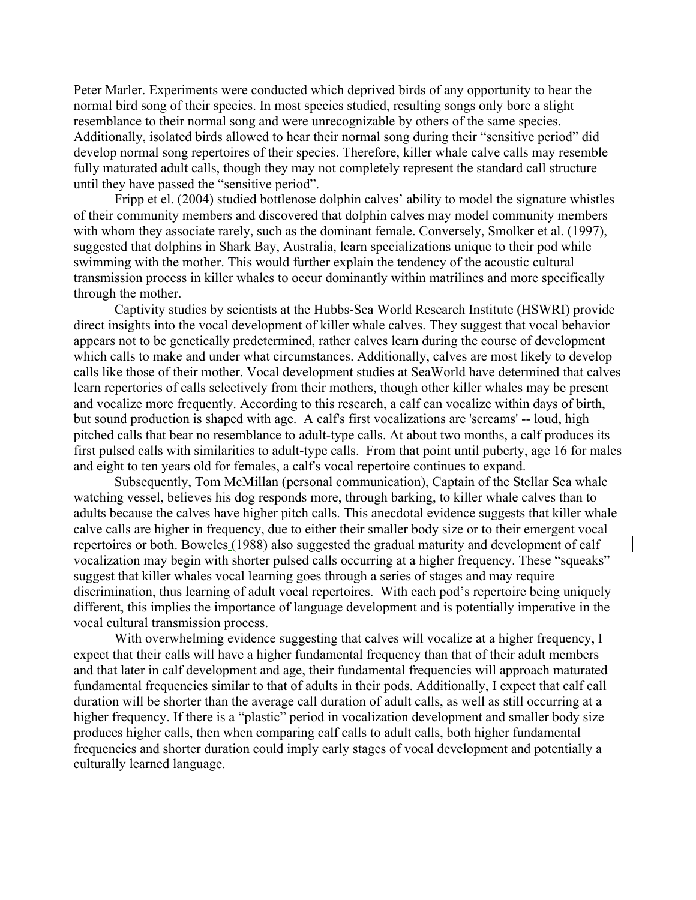Peter Marler. Experiments were conducted which deprived birds of any opportunity to hear the normal bird song of their species. In most species studied, resulting songs only bore a slight resemblance to their normal song and were unrecognizable by others of the same species. Additionally, isolated birds allowed to hear their normal song during their "sensitive period" did develop normal song repertoires of their species. Therefore, killer whale calve calls may resemble fully maturated adult calls, though they may not completely represent the standard call structure until they have passed the "sensitive period".

Fripp et el. (2004) studied bottlenose dolphin calves' ability to model the signature whistles of their community members and discovered that dolphin calves may model community members with whom they associate rarely, such as the dominant female. Conversely, Smolker et al. (1997), suggested that dolphins in Shark Bay, Australia, learn specializations unique to their pod while swimming with the mother. This would further explain the tendency of the acoustic cultural transmission process in killer whales to occur dominantly within matrilines and more specifically through the mother.

Captivity studies by scientists at the Hubbs-Sea World Research Institute (HSWRI) provide direct insights into the vocal development of killer whale calves. They suggest that vocal behavior appears not to be genetically predetermined, rather calves learn during the course of development which calls to make and under what circumstances. Additionally, calves are most likely to develop calls like those of their mother. Vocal development studies at SeaWorld have determined that calves learn repertories of calls selectively from their mothers, though other killer whales may be present and vocalize more frequently. According to this research, a calf can vocalize within days of birth, but sound production is shaped with age. A calf's first vocalizations are 'screams' -- loud, high pitched calls that bear no resemblance to adult-type calls. At about two months, a calf produces its first pulsed calls with similarities to adult-type calls. From that point until puberty, age 16 for males and eight to ten years old for females, a calf's vocal repertoire continues to expand.

Subsequently, Tom McMillan (personal communication), Captain of the Stellar Sea whale watching vessel, believes his dog responds more, through barking, to killer whale calves than to adults because the calves have higher pitch calls. This anecdotal evidence suggests that killer whale calve calls are higher in frequency, due to either their smaller body size or to their emergent vocal repertoires or both. Boweles (1988) also suggested the gradual maturity and development of calf vocalization may begin with shorter pulsed calls occurring at a higher frequency. These "squeaks" suggest that killer whales vocal learning goes through a series of stages and may require discrimination, thus learning of adult vocal repertoires. With each pod's repertoire being uniquely different, this implies the importance of language development and is potentially imperative in the vocal cultural transmission process.

With overwhelming evidence suggesting that calves will vocalize at a higher frequency, I expect that their calls will have a higher fundamental frequency than that of their adult members and that later in calf development and age, their fundamental frequencies will approach maturated fundamental frequencies similar to that of adults in their pods. Additionally, I expect that calf call duration will be shorter than the average call duration of adult calls, as well as still occurring at a higher frequency. If there is a "plastic" period in vocalization development and smaller body size produces higher calls, then when comparing calf calls to adult calls, both higher fundamental frequencies and shorter duration could imply early stages of vocal development and potentially a culturally learned language.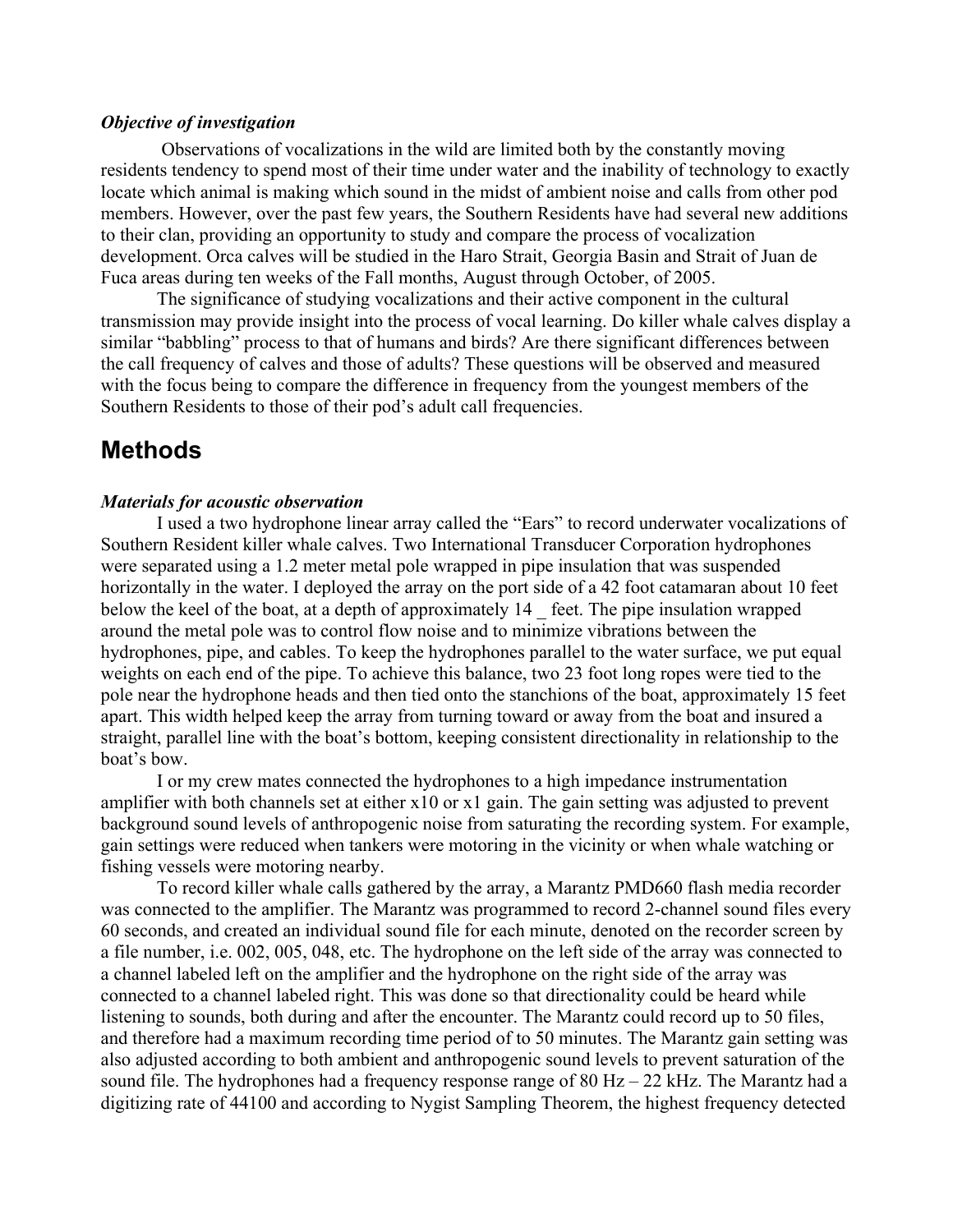### *Objective of investigation*

Observations of vocalizations in the wild are limited both by the constantly moving residents tendency to spend most of their time under water and the inability of technology to exactly locate which animal is making which sound in the midst of ambient noise and calls from other pod members. However, over the past few years, the Southern Residents have had several new additions to their clan, providing an opportunity to study and compare the process of vocalization development. Orca calves will be studied in the Haro Strait, Georgia Basin and Strait of Juan de Fuca areas during ten weeks of the Fall months, August through October, of 2005.

The significance of studying vocalizations and their active component in the cultural transmission may provide insight into the process of vocal learning. Do killer whale calves display a similar "babbling" process to that of humans and birds? Are there significant differences between the call frequency of calves and those of adults? These questions will be observed and measured with the focus being to compare the difference in frequency from the youngest members of the Southern Residents to those of their pod's adult call frequencies.

## Methods

### *Materials for acoustic observation*

I used a two hydrophone linear array called the "Ears" to record underwater vocalizations of Southern Resident killer whale calves. Two International Transducer Corporation hydrophones were separated using a 1.2 meter metal pole wrapped in pipe insulation that was suspended horizontally in the water. I deployed the array on the port side of a 42 foot catamaran about 10 feet below the keel of the boat, at a depth of approximately 14 _ feet. The pipe insulation wrapped around the metal pole was to control flow noise and to minimize vibrations between the hydrophones, pipe, and cables. To keep the hydrophones parallel to the water surface, we put equal weights on each end of the pipe. To achieve this balance, two 23 foot long ropes were tied to the pole near the hydrophone heads and then tied onto the stanchions of the boat, approximately 15 feet apart. This width helped keep the array from turning toward or away from the boat and insured a straight, parallel line with the boat's bottom, keeping consistent directionality in relationship to the boat's bow.

I or my crew mates connected the hydrophones to a high impedance instrumentation amplifier with both channels set at either x10 or x1 gain. The gain setting was adjusted to prevent background sound levels of anthropogenic noise from saturating the recording system. For example, gain settings were reduced when tankers were motoring in the vicinity or when whale watching or fishing vessels were motoring nearby.

To record killer whale calls gathered by the array, a Marantz PMD660 flash media recorder was connected to the amplifier. The Marantz was programmed to record 2-channel sound files every 60 seconds, and created an individual sound file for each minute, denoted on the recorder screen by a file number, i.e. 002, 005, 048, etc. The hydrophone on the left side of the array was connected to a channel labeled left on the amplifier and the hydrophone on the right side of the array was connected to a channel labeled right. This was done so that directionality could be heard while listening to sounds, both during and after the encounter. The Marantz could record up to 50 files, and therefore had a maximum recording time period of to 50 minutes. The Marantz gain setting was also adjusted according to both ambient and anthropogenic sound levels to prevent saturation of the sound file. The hydrophones had a frequency response range of 80 Hz – 22 kHz. The Marantz had a digitizing rate of 44100 and according to Nygist Sampling Theorem, the highest frequency detected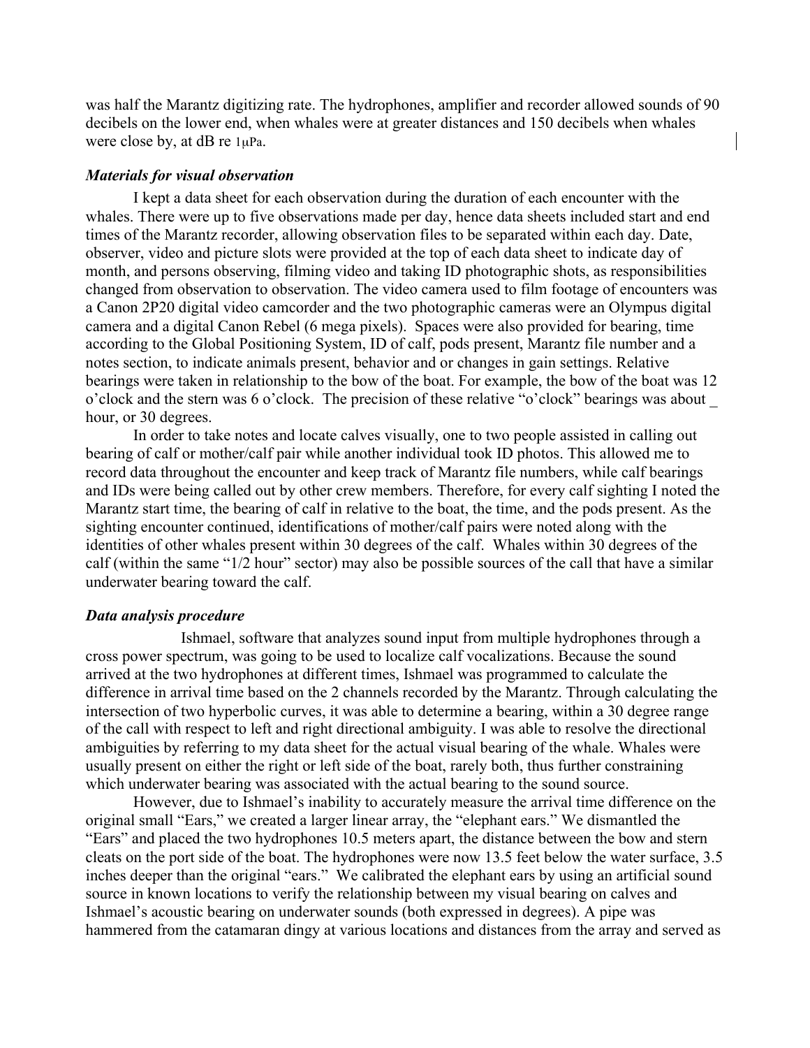was half the Marantz digitizing rate. The hydrophones, amplifier and recorder allowed sounds of 90 decibels on the lower end, when whales were at greater distances and 150 decibels when whales were close by, at dB re 1μPa.

### *Materials for visual observation*

I kept a data sheet for each observation during the duration of each encounter with the whales. There were up to five observations made per day, hence data sheets included start and end times of the Marantz recorder, allowing observation files to be separated within each day. Date, observer, video and picture slots were provided at the top of each data sheet to indicate day of month, and persons observing, filming video and taking ID photographic shots, as responsibilities changed from observation to observation. The video camera used to film footage of encounters was a Canon 2P20 digital video camcorder and the two photographic cameras were an Olympus digital camera and a digital Canon Rebel (6 mega pixels). Spaces were also provided for bearing, time according to the Global Positioning System, ID of calf, pods present, Marantz file number and a notes section, to indicate animals present, behavior and or changes in gain settings. Relative bearings were taken in relationship to the bow of the boat. For example, the bow of the boat was 12 o'clock and the stern was 6 o'clock. The precision of these relative "o'clock" bearings was about _ hour, or 30 degrees.

In order to take notes and locate calves visually, one to two people assisted in calling out bearing of calf or mother/calf pair while another individual took ID photos. This allowed me to record data throughout the encounter and keep track of Marantz file numbers, while calf bearings and IDs were being called out by other crew members. Therefore, for every calf sighting I noted the Marantz start time, the bearing of calf in relative to the boat, the time, and the pods present. As the sighting encounter continued, identifications of mother/calf pairs were noted along with the identities of other whales present within 30 degrees of the calf. Whales within 30 degrees of the calf (within the same "1/2 hour" sector) may also be possible sources of the call that have a similar underwater bearing toward the calf.

### *Data analysis procedure*

Ishmael, software that analyzes sound input from multiple hydrophones through a cross power spectrum, was going to be used to localize calf vocalizations. Because the sound arrived at the two hydrophones at different times, Ishmael was programmed to calculate the difference in arrival time based on the 2 channels recorded by the Marantz. Through calculating the intersection of two hyperbolic curves, it was able to determine a bearing, within a 30 degree range of the call with respect to left and right directional ambiguity. I was able to resolve the directional ambiguities by referring to my data sheet for the actual visual bearing of the whale. Whales were usually present on either the right or left side of the boat, rarely both, thus further constraining which underwater bearing was associated with the actual bearing to the sound source.

However, due to Ishmael's inability to accurately measure the arrival time difference on the original small "Ears," we created a larger linear array, the "elephant ears." We dismantled the "Ears" and placed the two hydrophones 10.5 meters apart, the distance between the bow and stern cleats on the port side of the boat. The hydrophones were now 13.5 feet below the water surface, 3.5 inches deeper than the original "ears." We calibrated the elephant ears by using an artificial sound source in known locations to verify the relationship between my visual bearing on calves and Ishmael's acoustic bearing on underwater sounds (both expressed in degrees). A pipe was hammered from the catamaran dingy at various locations and distances from the array and served as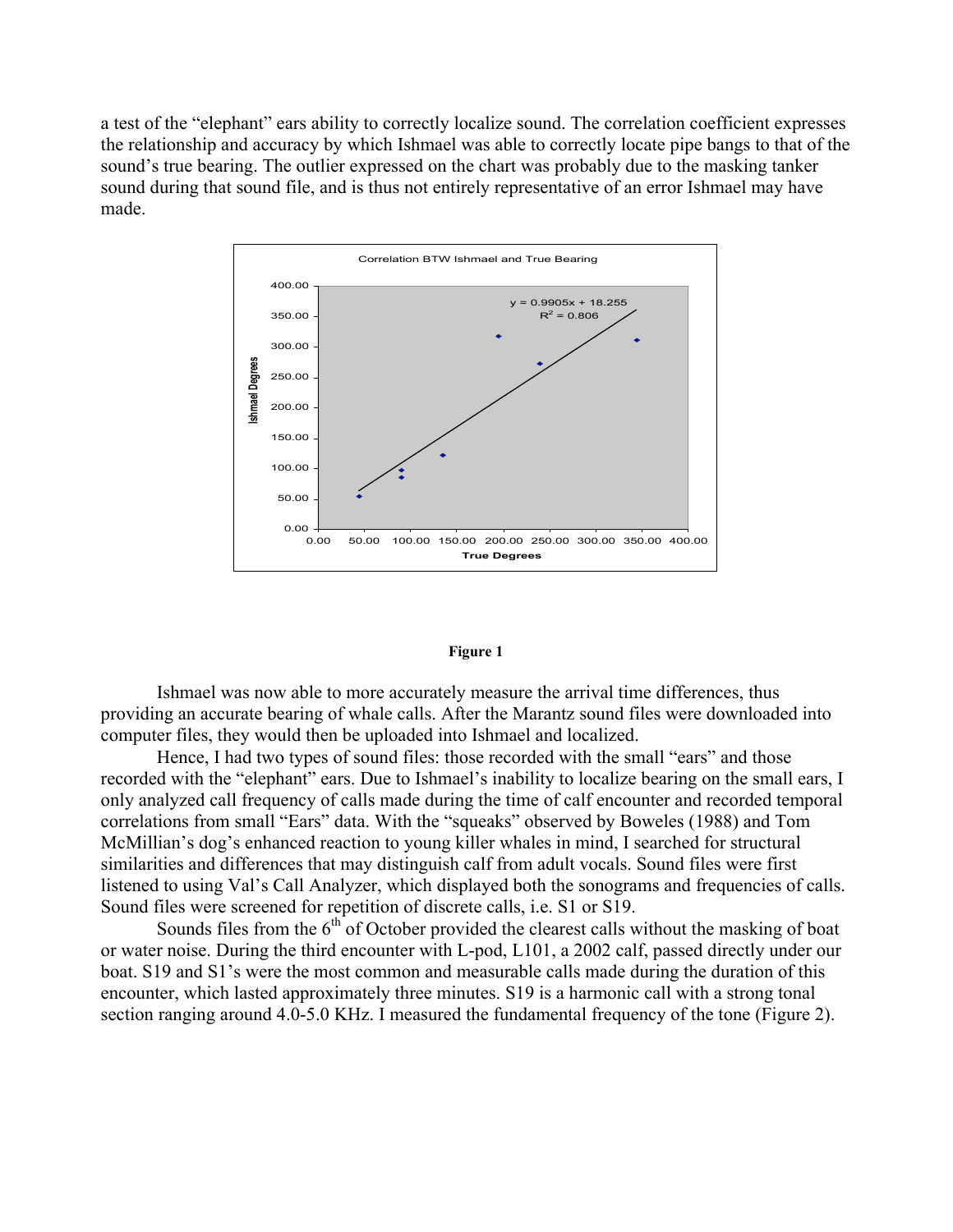a test of the "elephant" ears ability to correctly localize sound. The correlation coefficient expresses the relationship and accuracy by which Ishmael was able to correctly locate pipe bangs to that of the sound's true bearing. The outlier expressed on the chart was probably due to the masking tanker sound during that sound file, and is thus not entirely representative of an error Ishmael may have made.

Correlation BTW Ishmael and True Bearing

y = 0.9905x + 18.255
$R^2$ = 0.806

Ishmael Degrees

400.00
350.00
300.00
250.00
200.00
150.00
100.00
50.00
0.00

0.00 50.00 100.00 150.00 200.00 250.00 300.00 350.00 400.00

True Degrees

**Figure 1**

Ishmael was now able to more accurately measure the arrival time differences, thus providing an accurate bearing of whale calls. After the Marantz sound files were downloaded into computer files, they would then be uploaded into Ishmael and localized.

Hence, I had two types of sound files: those recorded with the small "ears" and those recorded with the "elephant" ears. Due to Ishmael's inability to localize bearing on the small ears, I only analyzed call frequency of calls made during the time of calf encounter and recorded temporal correlations from small "Ears" data. With the "squeaks" observed by Boweles (1988) and Tom McMillian's dog's enhanced reaction to young killer whales in mind, I searched for structural similarities and differences that may distinguish calf from adult vocals. Sound files were first listened to using Val's Call Analyzer, which displayed both the sonograms and frequencies of calls. Sound files were screened for repetition of discrete calls, i.e. S1 or S19.

Sounds files from the 6th of October provided the clearest calls without the masking of boat or water noise. During the third encounter with L-pod, L101, a 2002 calf, passed directly under our boat. S19 and S1's were the most common and measurable calls made during the duration of this encounter, which lasted approximately three minutes. S19 is a harmonic call with a strong tonal section ranging around 4.0-5.0 KHz. I measured the fundamental frequency of the tone (Figure 2).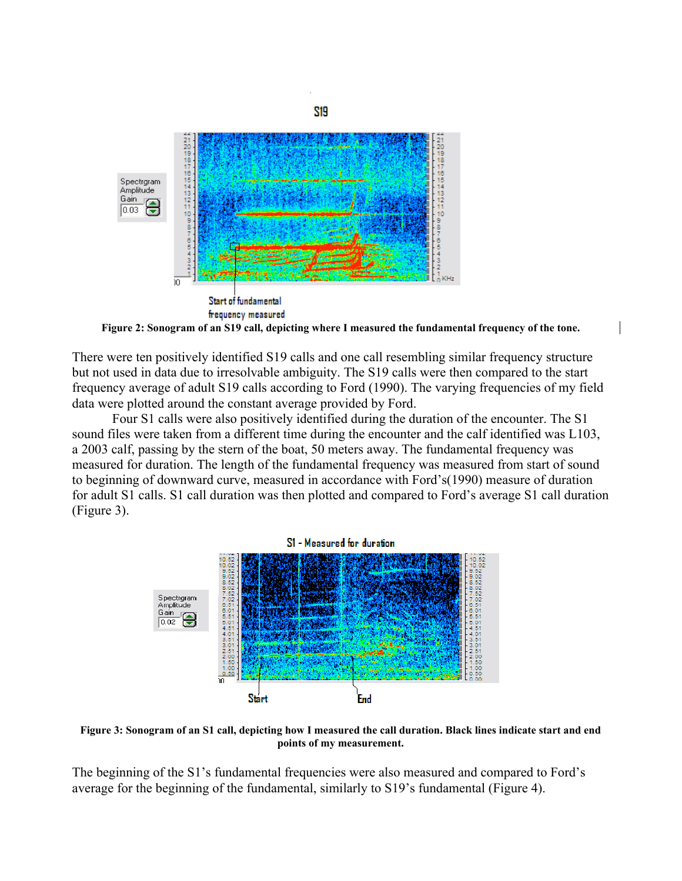S19

Spectrgram Amplitude Gain 0.03

Start of fundamental frequency measured

**Figure 2: Sonogram of an S19 call, depicting where I measured the fundamental frequency of the tone.**

There were ten positively identified S19 calls and one call resembling similar frequency structure but not used in data due to irresolvable ambiguity. The S19 calls were then compared to the start frequency average of adult S19 calls according to Ford (1990). The varying frequencies of my field data were plotted around the constant average provided by Ford.

Four S1 calls were also positively identified during the duration of the encounter. The S1 sound files were taken from a different time during the encounter and the calf identified was L103, a 2003 calf, passing by the stern of the boat, 50 meters away. The fundamental frequency was measured for duration. The length of the fundamental frequency was measured from start of sound to beginning of downward curve, measured in accordance with Ford's(1990) measure of duration for adult S1 calls. S1 call duration was then plotted and compared to Ford's average S1 call duration (Figure 3).

S1 - Measured for duration

Spectrgram Amplitude Gain 0.02

Start

End

**Figure 3: Sonogram of an S1 call, depicting how I measured the call duration. Black lines indicate start and end points of my measurement.**

The beginning of the S1's fundamental frequencies were also measured and compared to Ford's average for the beginning of the fundamental, similarly to S19's fundamental (Figure 4).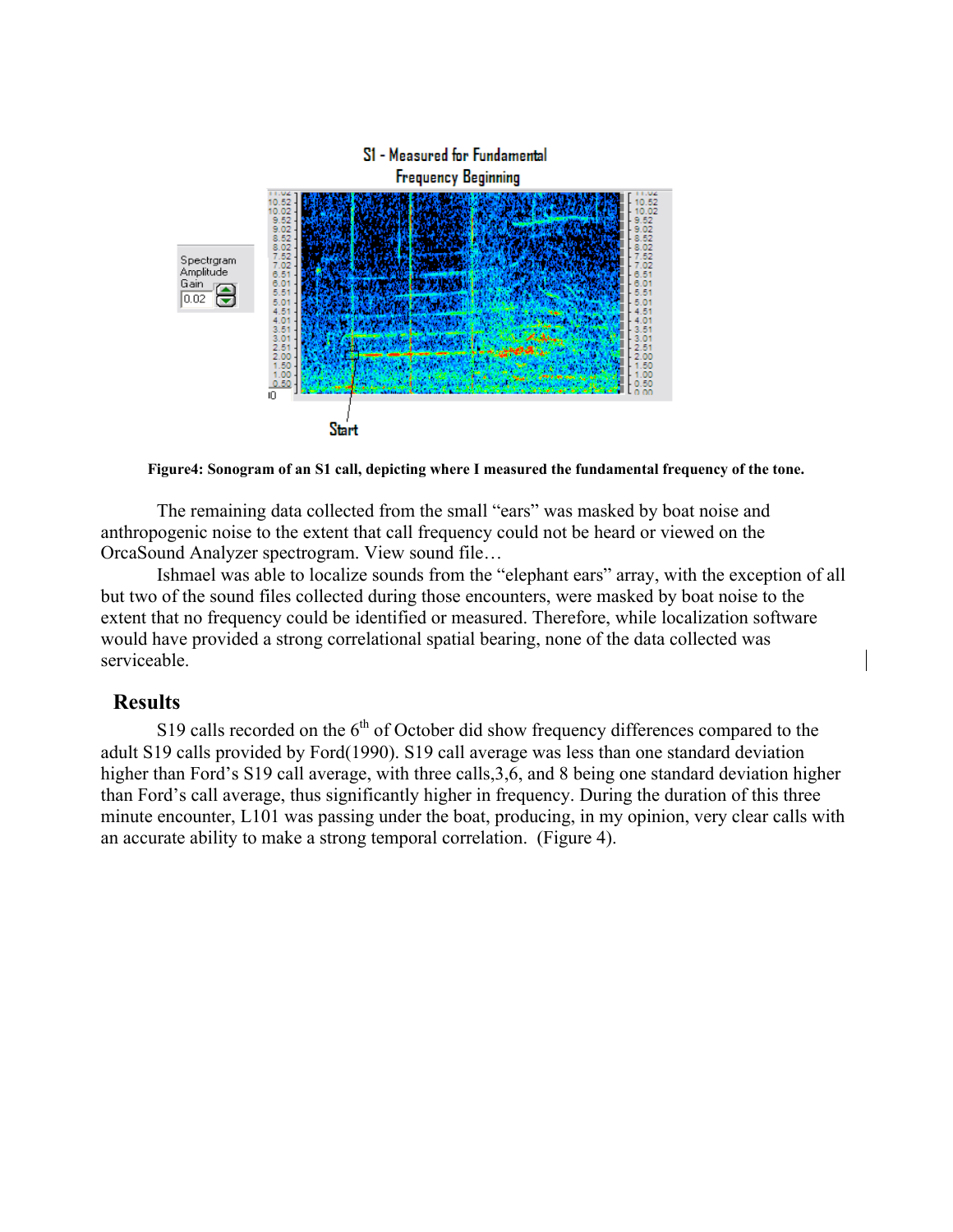S1 - Measured for Fundamental Frequency Beginning

Spectrgram Amplitude Gain

0.02

11.02
10.52
10.02
9.52
9.02
8.52
8.02
7.52
7.02
6.51
6.01
5.51
5.01
4.51
4.01
3.51
3.01
2.51
2.00
1.50
1.00
0.50
0.00

Start

**Figure4: Sonogram of an S1 call, depicting where I measured the fundamental frequency of the tone.**

The remaining data collected from the small "ears" was masked by boat noise and anthropogenic noise to the extent that call frequency could not be heard or viewed on the OrcaSound Analyzer spectrogram. View sound file…

Ishmael was able to localize sounds from the "elephant ears" array, with the exception of all but two of the sound files collected during those encounters, were masked by boat noise to the extent that no frequency could be identified or measured. Therefore, while localization software would have provided a strong correlational spatial bearing, none of the data collected was serviceable.

## Results

S19 calls recorded on the 6th of October did show frequency differences compared to the adult S19 calls provided by Ford(1990). S19 call average was less than one standard deviation higher than Ford's S19 call average, with three calls,3,6, and 8 being one standard deviation higher than Ford's call average, thus significantly higher in frequency. During the duration of this three minute encounter, L101 was passing under the boat, producing, in my opinion, very clear calls with an accurate ability to make a strong temporal correlation. (Figure 4).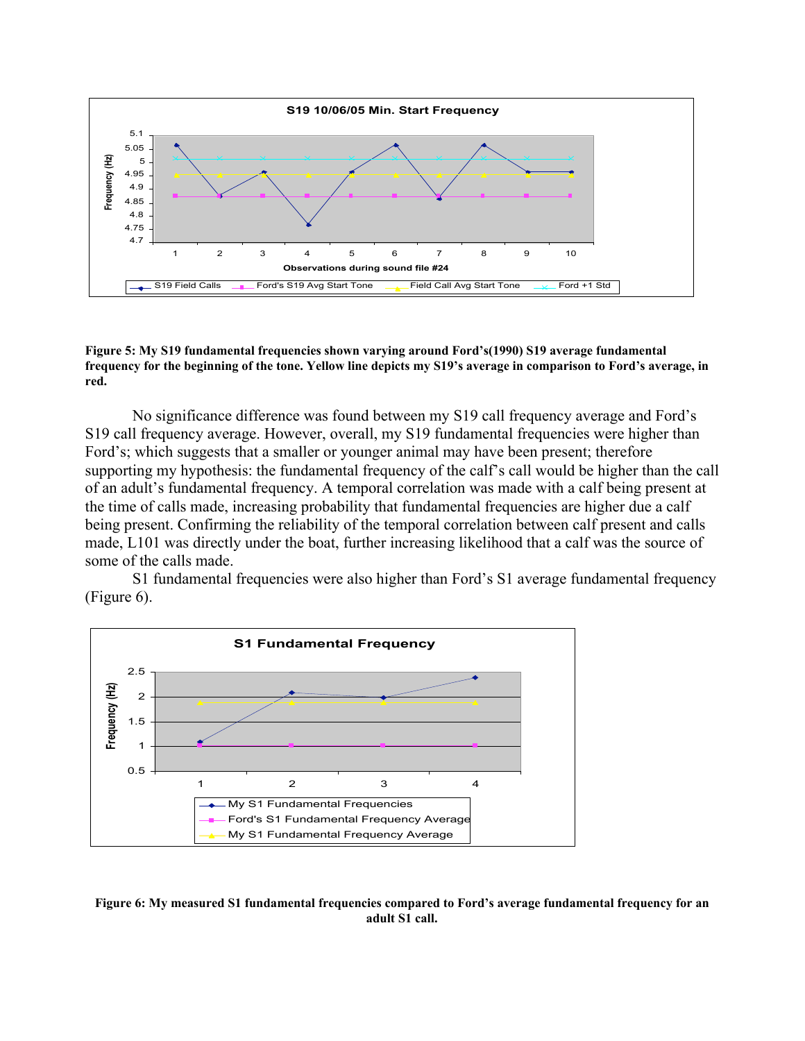S19 10/06/05 Min. Start Frequency

Frequency (Hz)

5.1
5.05
5
4.95
4.9
4.85
4.8
4.75
4.7

1 2 3 4 5 6 7 8 9 10

Observations during sound file #24

S19 Field Calls
Ford's S19 Avg Start Tone
Field Call Avg Start Tone
Ford +1 Std

**Figure 5: My S19 fundamental frequencies shown varying around Ford's(1990) S19 average fundamental frequency for the beginning of the tone. Yellow line depicts my S19's average in comparison to Ford's average, in red.**

No significance difference was found between my S19 call frequency average and Ford's S19 call frequency average. However, overall, my S19 fundamental frequencies were higher than Ford's; which suggests that a smaller or younger animal may have been present; therefore supporting my hypothesis: the fundamental frequency of the calf's call would be higher than the call of an adult's fundamental frequency. A temporal correlation was made with a calf being present at the time of calls made, increasing probability that fundamental frequencies are higher due a calf being present. Confirming the reliability of the temporal correlation between calf present and calls made, L101 was directly under the boat, further increasing likelihood that a calf was the source of some of the calls made.

S1 fundamental frequencies were also higher than Ford's S1 average fundamental frequency (Figure 6).

S1 Fundamental Frequency

Frequency (Hz)

2.5
2
1.5
1
0.5

1 2 3 4

My S1 Fundamental Frequencies
Ford's S1 Fundamental Frequency Average
My S1 Fundamental Frequency Average

**Figure 6: My measured S1 fundamental frequencies compared to Ford's average fundamental frequency for an adult S1 call.**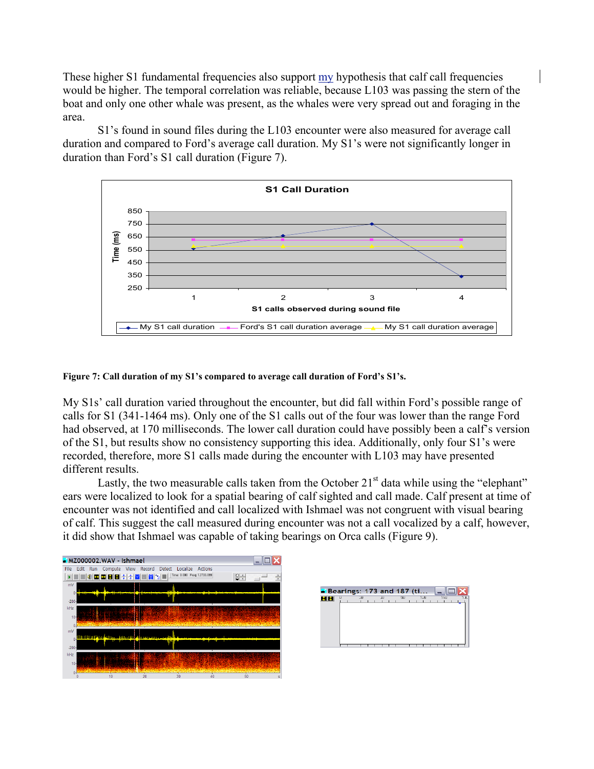These higher S1 fundamental frequencies also support my hypothesis that calf call frequencies would be higher. The temporal correlation was reliable, because L103 was passing the stern of the boat and only one other whale was present, as the whales were very spread out and foraging in the area.

S1's found in sound files during the L103 encounter were also measured for average call duration and compared to Ford's average call duration. My S1's were not significantly longer in duration than Ford's S1 call duration (Figure 7).

S1 Call Duration

Time (ms)

850
750
650
550
450
350
250

1
2
3
4

S1 calls observed during sound file

My S1 call duration
Ford's S1 call duration average
My S1 call duration average

**Figure 7: Call duration of my S1's compared to average call duration of Ford's S1's.**

My S1s' call duration varied throughout the encounter, but did fall within Ford's possible range of calls for S1 (341-1464 ms). Only one of the S1 calls out of the four was lower than the range Ford had observed, at 170 milliseconds. The lower call duration could have possibly been a calf's version of the S1, but results show no consistency supporting this idea. Additionally, only four S1's were recorded, therefore, more S1 calls made during the encounter with L103 may have presented different results.

Lastly, the two measurable calls taken from the October 21st data while using the "elephant" ears were localized to look for a spatial bearing of calf sighted and call made. Calf present at time of encounter was not identified and call localized with Ishmael was not congruent with visual bearing of calf. This suggest the call measured during encounter was not a call vocalized by a calf, however, it did show that Ishmael was capable of taking bearings on Orca calls (Figure 9).

MZ000002.WAV - Ishmael

Bearings: 173 and 187 (ti...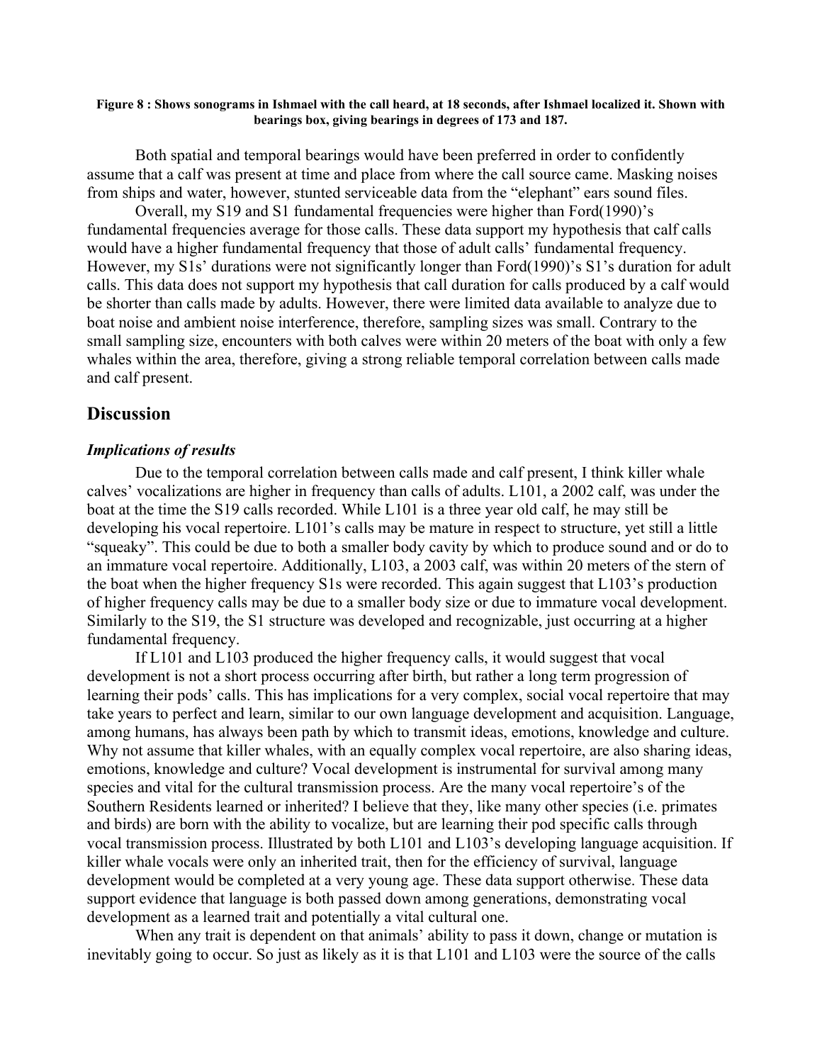**Figure 8 : Shows sonograms in Ishmael with the call heard, at 18 seconds, after Ishmael localized it. Shown with bearings box, giving bearings in degrees of 173 and 187.**

Both spatial and temporal bearings would have been preferred in order to confidently assume that a calf was present at time and place from where the call source came. Masking noises from ships and water, however, stunted serviceable data from the "elephant" ears sound files.

Overall, my S19 and S1 fundamental frequencies were higher than Ford(1990)'s fundamental frequencies average for those calls. These data support my hypothesis that calf calls would have a higher fundamental frequency that those of adult calls' fundamental frequency. However, my S1s' durations were not significantly longer than Ford(1990)'s S1's duration for adult calls. This data does not support my hypothesis that call duration for calls produced by a calf would be shorter than calls made by adults. However, there were limited data available to analyze due to boat noise and ambient noise interference, therefore, sampling sizes was small. Contrary to the small sampling size, encounters with both calves were within 20 meters of the boat with only a few whales within the area, therefore, giving a strong reliable temporal correlation between calls made and calf present.

## Discussion

### *Implications of results*

Due to the temporal correlation between calls made and calf present, I think killer whale calves' vocalizations are higher in frequency than calls of adults. L101, a 2002 calf, was under the boat at the time the S19 calls recorded. While L101 is a three year old calf, he may still be developing his vocal repertoire. L101's calls may be mature in respect to structure, yet still a little "squeaky". This could be due to both a smaller body cavity by which to produce sound and or do to an immature vocal repertoire. Additionally, L103, a 2003 calf, was within 20 meters of the stern of the boat when the higher frequency S1s were recorded. This again suggest that L103's production of higher frequency calls may be due to a smaller body size or due to immature vocal development. Similarly to the S19, the S1 structure was developed and recognizable, just occurring at a higher fundamental frequency.

If L101 and L103 produced the higher frequency calls, it would suggest that vocal development is not a short process occurring after birth, but rather a long term progression of learning their pods' calls. This has implications for a very complex, social vocal repertoire that may take years to perfect and learn, similar to our own language development and acquisition. Language, among humans, has always been path by which to transmit ideas, emotions, knowledge and culture. Why not assume that killer whales, with an equally complex vocal repertoire, are also sharing ideas, emotions, knowledge and culture? Vocal development is instrumental for survival among many species and vital for the cultural transmission process. Are the many vocal repertoire's of the Southern Residents learned or inherited? I believe that they, like many other species (i.e. primates and birds) are born with the ability to vocalize, but are learning their pod specific calls through vocal transmission process. Illustrated by both L101 and L103's developing language acquisition. If killer whale vocals were only an inherited trait, then for the efficiency of survival, language development would be completed at a very young age. These data support otherwise. These data support evidence that language is both passed down among generations, demonstrating vocal development as a learned trait and potentially a vital cultural one.

When any trait is dependent on that animals' ability to pass it down, change or mutation is inevitably going to occur. So just as likely as it is that L101 and L103 were the source of the calls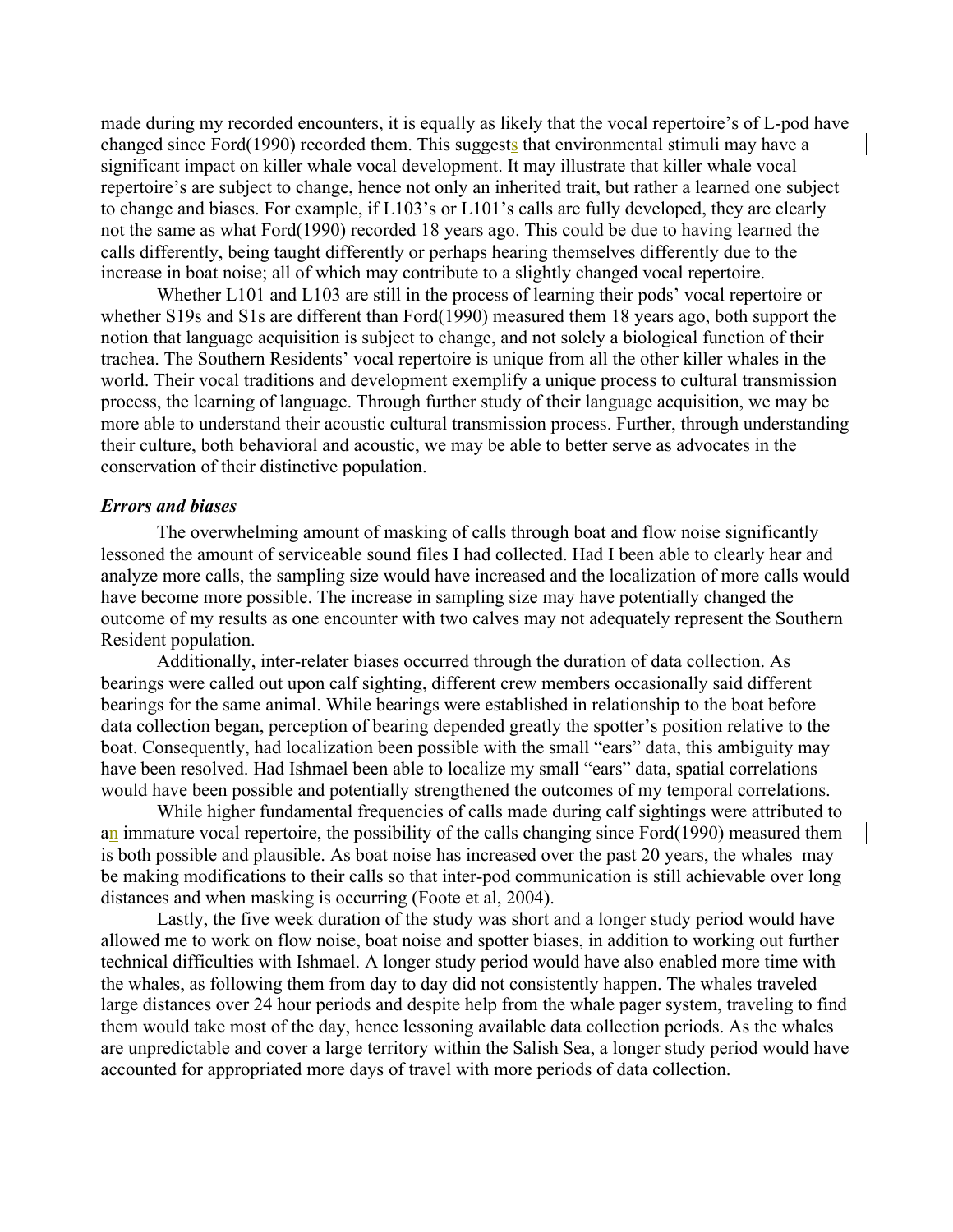made during my recorded encounters, it is equally as likely that the vocal repertoire's of L-pod have changed since Ford(1990) recorded them. This suggests that environmental stimuli may have a significant impact on killer whale vocal development. It may illustrate that killer whale vocal repertoire's are subject to change, hence not only an inherited trait, but rather a learned one subject to change and biases. For example, if L103's or L101's calls are fully developed, they are clearly not the same as what Ford(1990) recorded 18 years ago. This could be due to having learned the calls differently, being taught differently or perhaps hearing themselves differently due to the increase in boat noise; all of which may contribute to a slightly changed vocal repertoire.

Whether L101 and L103 are still in the process of learning their pods' vocal repertoire or whether S19s and S1s are different than Ford(1990) measured them 18 years ago, both support the notion that language acquisition is subject to change, and not solely a biological function of their trachea. The Southern Residents' vocal repertoire is unique from all the other killer whales in the world. Their vocal traditions and development exemplify a unique process to cultural transmission process, the learning of language. Through further study of their language acquisition, we may be more able to understand their acoustic cultural transmission process. Further, through understanding their culture, both behavioral and acoustic, we may be able to better serve as advocates in the conservation of their distinctive population.

### *Errors and biases*

The overwhelming amount of masking of calls through boat and flow noise significantly lessoned the amount of serviceable sound files I had collected. Had I been able to clearly hear and analyze more calls, the sampling size would have increased and the localization of more calls would have become more possible. The increase in sampling size may have potentially changed the outcome of my results as one encounter with two calves may not adequately represent the Southern Resident population.

Additionally, inter-relater biases occurred through the duration of data collection. As bearings were called out upon calf sighting, different crew members occasionally said different bearings for the same animal. While bearings were established in relationship to the boat before data collection began, perception of bearing depended greatly the spotter's position relative to the boat. Consequently, had localization been possible with the small "ears" data, this ambiguity may have been resolved. Had Ishmael been able to localize my small "ears" data, spatial correlations would have been possible and potentially strengthened the outcomes of my temporal correlations.

While higher fundamental frequencies of calls made during calf sightings were attributed to an immature vocal repertoire, the possibility of the calls changing since Ford(1990) measured them is both possible and plausible. As boat noise has increased over the past 20 years, the whales may be making modifications to their calls so that inter-pod communication is still achievable over long distances and when masking is occurring (Foote et al, 2004).

Lastly, the five week duration of the study was short and a longer study period would have allowed me to work on flow noise, boat noise and spotter biases, in addition to working out further technical difficulties with Ishmael. A longer study period would have also enabled more time with the whales, as following them from day to day did not consistently happen. The whales traveled large distances over 24 hour periods and despite help from the whale pager system, traveling to find them would take most of the day, hence lessoning available data collection periods. As the whales are unpredictable and cover a large territory within the Salish Sea, a longer study period would have accounted for appropriated more days of travel with more periods of data collection.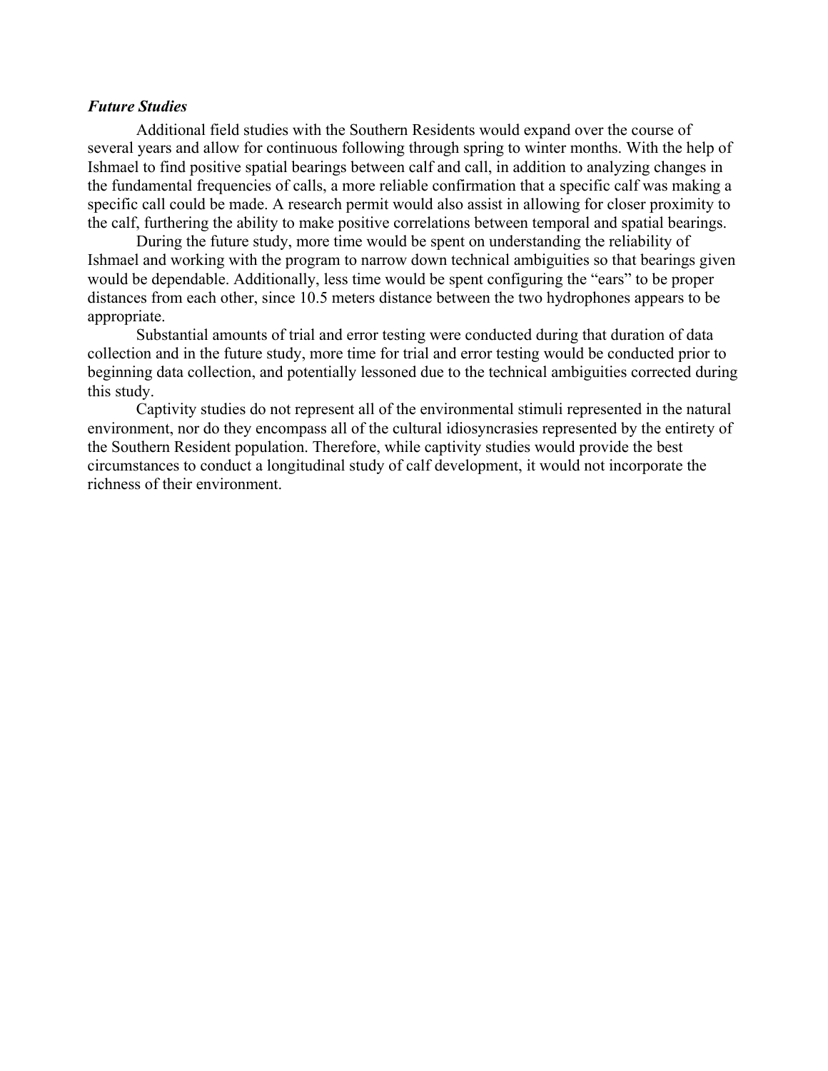***Future Studies***

Additional field studies with the Southern Residents would expand over the course of several years and allow for continuous following through spring to winter months. With the help of Ishmael to find positive spatial bearings between calf and call, in addition to analyzing changes in the fundamental frequencies of calls, a more reliable confirmation that a specific calf was making a specific call could be made. A research permit would also assist in allowing for closer proximity to the calf, furthering the ability to make positive correlations between temporal and spatial bearings.

During the future study, more time would be spent on understanding the reliability of Ishmael and working with the program to narrow down technical ambiguities so that bearings given would be dependable. Additionally, less time would be spent configuring the "ears" to be proper distances from each other, since 10.5 meters distance between the two hydrophones appears to be appropriate.

Substantial amounts of trial and error testing were conducted during that duration of data collection and in the future study, more time for trial and error testing would be conducted prior to beginning data collection, and potentially lessoned due to the technical ambiguities corrected during this study.

Captivity studies do not represent all of the environmental stimuli represented in the natural environment, nor do they encompass all of the cultural idiosyncrasies represented by the entirety of the Southern Resident population. Therefore, while captivity studies would provide the best circumstances to conduct a longitudinal study of calf development, it would not incorporate the richness of their environment.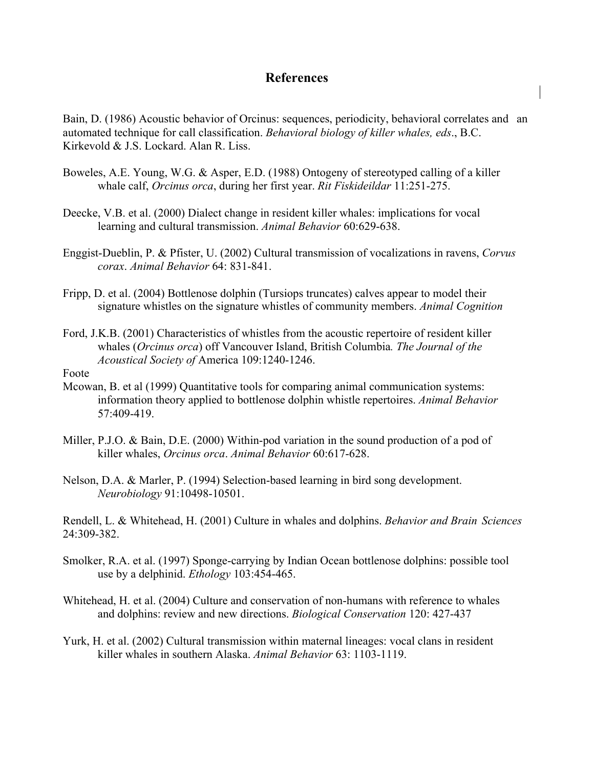# References

Bain, D. (1986) Acoustic behavior of Orcinus: sequences, periodicity, behavioral correlates and an automated technique for call classification. *Behavioral biology of killer whales, eds*., B.C. Kirkevold & J.S. Lockard. Alan R. Liss.

Boweles, A.E. Young, W.G. & Asper, E.D. (1988) Ontogeny of stereotyped calling of a killer whale calf, *Orcinus orca*, during her first year. *Rit Fiskideildar* 11:251-275.

Deecke, V.B. et al. (2000) Dialect change in resident killer whales: implications for vocal learning and cultural transmission. *Animal Behavior* 60:629-638.

Enggist-Dueblin, P. & Pfister, U. (2002) Cultural transmission of vocalizations in ravens, *Corvus corax*. *Animal Behavior* 64: 831-841.

Fripp, D. et al. (2004) Bottlenose dolphin (Tursiops truncates) calves appear to model their signature whistles on the signature whistles of community members. *Animal Cognition*

Ford, J.K.B. (2001) Characteristics of whistles from the acoustic repertoire of resident killer whales (*Orcinus orca*) off Vancouver Island, British Columbia. *The Journal of the Acoustical Society of* America 109:1240-1246.

Foote

Mcowan, B. et al (1999) Quantitative tools for comparing animal communication systems: information theory applied to bottlenose dolphin whistle repertoires. *Animal Behavior* 57:409-419.

Miller, P.J.O. & Bain, D.E. (2000) Within-pod variation in the sound production of a pod of killer whales, *Orcinus orca*. *Animal Behavior* 60:617-628.

Nelson, D.A. & Marler, P. (1994) Selection-based learning in bird song development. *Neurobiology* 91:10498-10501.

Rendell, L. & Whitehead, H. (2001) Culture in whales and dolphins. *Behavior and Brain Sciences* 24:309-382.

Smolker, R.A. et al. (1997) Sponge-carrying by Indian Ocean bottlenose dolphins: possible tool use by a delphinid. *Ethology* 103:454-465.

Whitehead, H. et al. (2004) Culture and conservation of non-humans with reference to whales and dolphins: review and new directions. *Biological Conservation* 120: 427-437

Yurk, H. et al. (2002) Cultural transmission within maternal lineages: vocal clans in resident killer whales in southern Alaska. *Animal Behavior* 63: 1103-1119.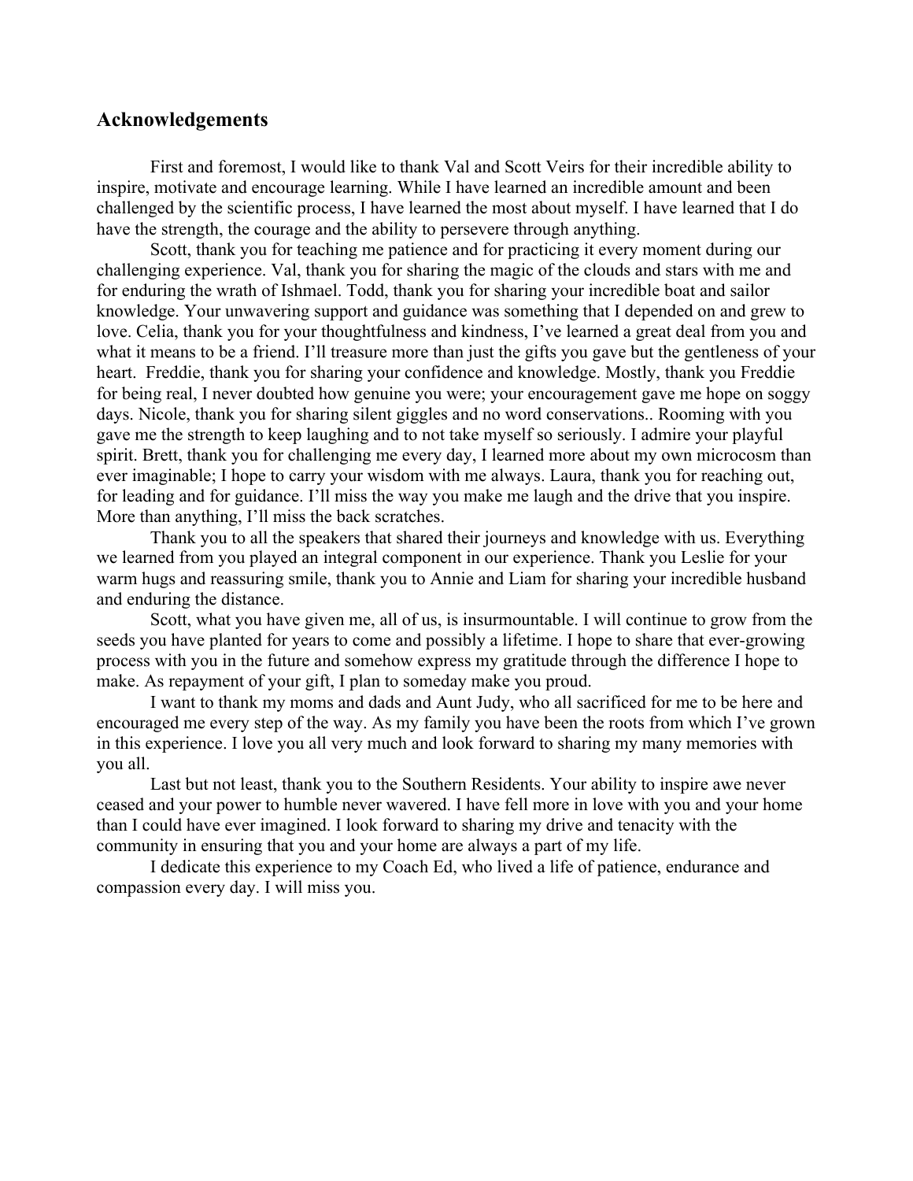## Acknowledgements

First and foremost, I would like to thank Val and Scott Veirs for their incredible ability to inspire, motivate and encourage learning. While I have learned an incredible amount and been challenged by the scientific process, I have learned the most about myself. I have learned that I do have the strength, the courage and the ability to persevere through anything.

Scott, thank you for teaching me patience and for practicing it every moment during our challenging experience. Val, thank you for sharing the magic of the clouds and stars with me and for enduring the wrath of Ishmael. Todd, thank you for sharing your incredible boat and sailor knowledge. Your unwavering support and guidance was something that I depended on and grew to love. Celia, thank you for your thoughtfulness and kindness, I've learned a great deal from you and what it means to be a friend. I'll treasure more than just the gifts you gave but the gentleness of your heart. Freddie, thank you for sharing your confidence and knowledge. Mostly, thank you Freddie for being real, I never doubted how genuine you were; your encouragement gave me hope on soggy days. Nicole, thank you for sharing silent giggles and no word conservations.. Rooming with you gave me the strength to keep laughing and to not take myself so seriously. I admire your playful spirit. Brett, thank you for challenging me every day, I learned more about my own microcosm than ever imaginable; I hope to carry your wisdom with me always. Laura, thank you for reaching out, for leading and for guidance. I'll miss the way you make me laugh and the drive that you inspire. More than anything, I'll miss the back scratches.

Thank you to all the speakers that shared their journeys and knowledge with us. Everything we learned from you played an integral component in our experience. Thank you Leslie for your warm hugs and reassuring smile, thank you to Annie and Liam for sharing your incredible husband and enduring the distance.

Scott, what you have given me, all of us, is insurmountable. I will continue to grow from the seeds you have planted for years to come and possibly a lifetime. I hope to share that ever-growing process with you in the future and somehow express my gratitude through the difference I hope to make. As repayment of your gift, I plan to someday make you proud.

I want to thank my moms and dads and Aunt Judy, who all sacrificed for me to be here and encouraged me every step of the way. As my family you have been the roots from which I've grown in this experience. I love you all very much and look forward to sharing my many memories with you all.

Last but not least, thank you to the Southern Residents. Your ability to inspire awe never ceased and your power to humble never wavered. I have fell more in love with you and your home than I could have ever imagined. I look forward to sharing my drive and tenacity with the community in ensuring that you and your home are always a part of my life.

I dedicate this experience to my Coach Ed, who lived a life of patience, endurance and compassion every day. I will miss you.